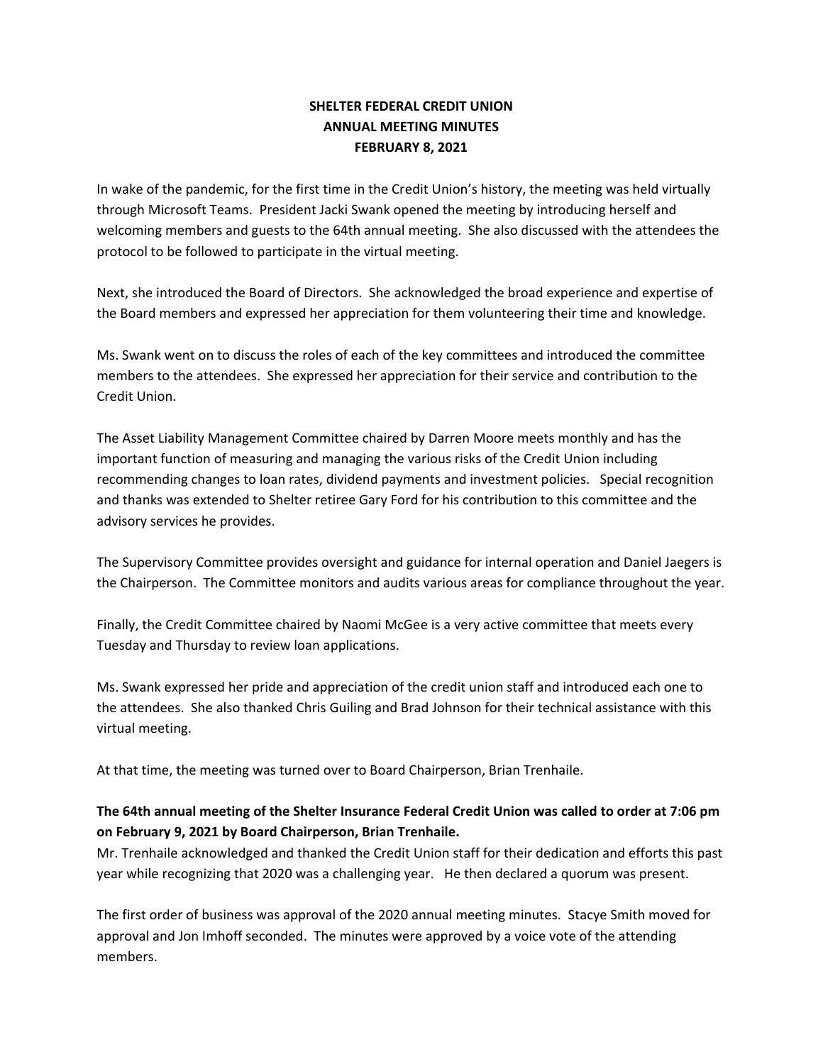# SHELTER FEDERAL CREDIT UNION
## ANNUAL MEETING MINUTES
## FEBRUARY 8, 2021

In wake of the pandemic, for the first time in the Credit Union's history, the meeting was held virtually through Microsoft Teams. President Jacki Swank opened the meeting by introducing herself and welcoming members and guests to the 64th annual meeting. She also discussed with the attendees the protocol to be followed to participate in the virtual meeting.

Next, she introduced the Board of Directors. She acknowledged the broad experience and expertise of the Board members and expressed her appreciation for them volunteering their time and knowledge.

Ms. Swank went on to discuss the roles of each of the key committees and introduced the committee members to the attendees. She expressed her appreciation for their service and contribution to the Credit Union.

The Asset Liability Management Committee chaired by Darren Moore meets monthly and has the important function of measuring and managing the various risks of the Credit Union including recommending changes to loan rates, dividend payments and investment policies. Special recognition and thanks was extended to Shelter retiree Gary Ford for his contribution to this committee and the advisory services he provides.

The Supervisory Committee provides oversight and guidance for internal operation and Daniel Jaegers is the Chairperson. The Committee monitors and audits various areas for compliance throughout the year.

Finally, the Credit Committee chaired by Naomi McGee is a very active committee that meets every Tuesday and Thursday to review loan applications.

Ms. Swank expressed her pride and appreciation of the credit union staff and introduced each one to the attendees. She also thanked Chris Guiling and Brad Johnson for their technical assistance with this virtual meeting.

At that time, the meeting was turned over to Board Chairperson, Brian Trenhaile.

**The 64th annual meeting of the Shelter Insurance Federal Credit Union was called to order at 7:06 pm on February 9, 2021 by Board Chairperson, Brian Trenhaile.**
Mr. Trenhaile acknowledged and thanked the Credit Union staff for their dedication and efforts this past year while recognizing that 2020 was a challenging year. He then declared a quorum was present.

The first order of business was approval of the 2020 annual meeting minutes. Stacye Smith moved for approval and Jon Imhoff seconded. The minutes were approved by a voice vote of the attending members.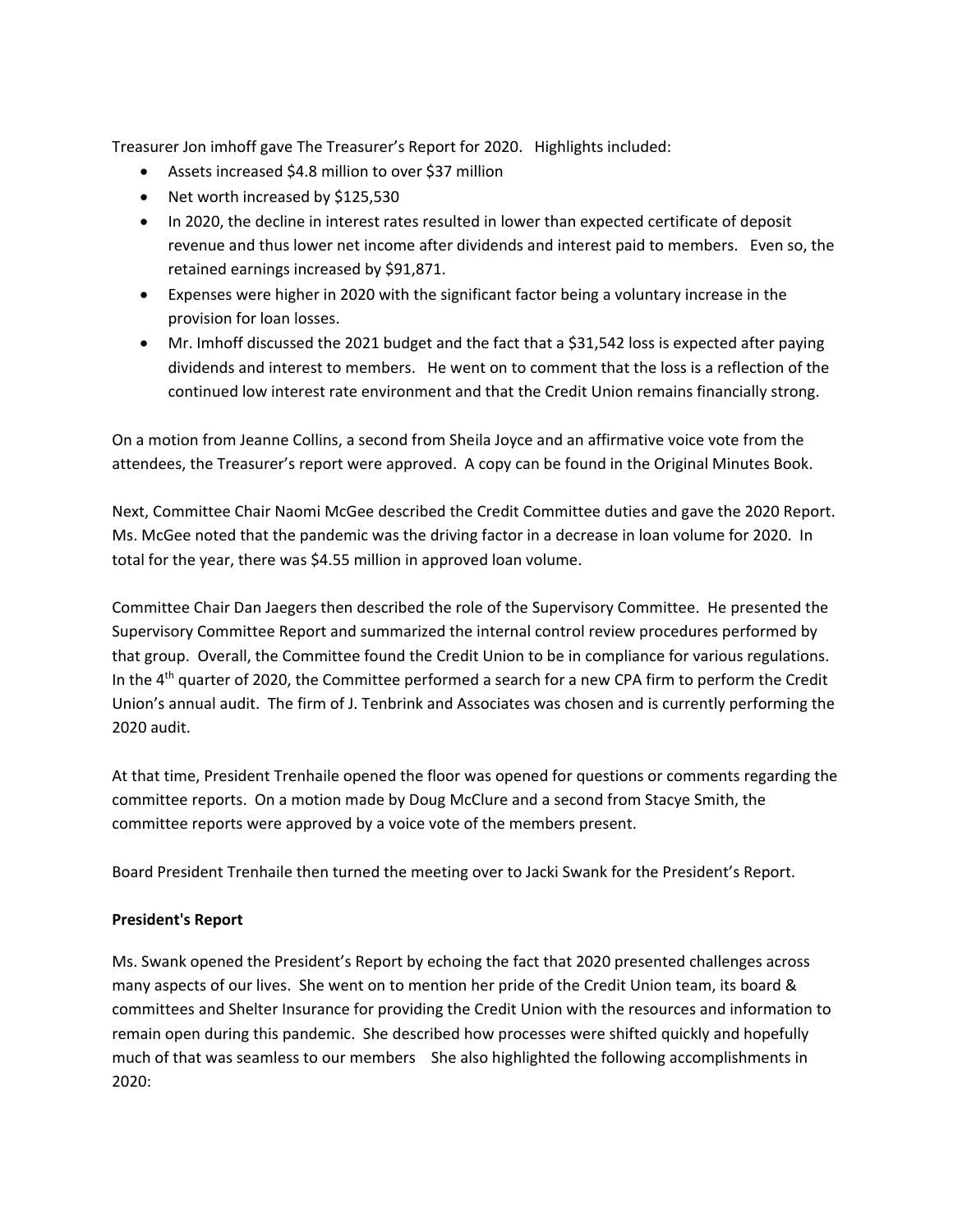Treasurer Jon imhoff gave The Treasurer's Report for 2020. Highlights included:

- Assets increased $4.8 million to over $37 million
- Net worth increased by $125,530
- In 2020, the decline in interest rates resulted in lower than expected certificate of deposit revenue and thus lower net income after dividends and interest paid to members. Even so, the retained earnings increased by $91,871.
- Expenses were higher in 2020 with the significant factor being a voluntary increase in the provision for loan losses.
- Mr. Imhoff discussed the 2021 budget and the fact that a $31,542 loss is expected after paying dividends and interest to members. He went on to comment that the loss is a reflection of the continued low interest rate environment and that the Credit Union remains financially strong.

On a motion from Jeanne Collins, a second from Sheila Joyce and an affirmative voice vote from the attendees, the Treasurer's report were approved. A copy can be found in the Original Minutes Book.

Next, Committee Chair Naomi McGee described the Credit Committee duties and gave the 2020 Report. Ms. McGee noted that the pandemic was the driving factor in a decrease in loan volume for 2020. In total for the year, there was $4.55 million in approved loan volume.

Committee Chair Dan Jaegers then described the role of the Supervisory Committee. He presented the Supervisory Committee Report and summarized the internal control review procedures performed by that group. Overall, the Committee found the Credit Union to be in compliance for various regulations. In the 4th quarter of 2020, the Committee performed a search for a new CPA firm to perform the Credit Union's annual audit. The firm of J. Tenbrink and Associates was chosen and is currently performing the 2020 audit.

At that time, President Trenhaile opened the floor was opened for questions or comments regarding the committee reports. On a motion made by Doug McClure and a second from Stacye Smith, the committee reports were approved by a voice vote of the members present.

Board President Trenhaile then turned the meeting over to Jacki Swank for the President's Report.

**President's Report**

Ms. Swank opened the President's Report by echoing the fact that 2020 presented challenges across many aspects of our lives. She went on to mention her pride of the Credit Union team, its board & committees and Shelter Insurance for providing the Credit Union with the resources and information to remain open during this pandemic. She described how processes were shifted quickly and hopefully much of that was seamless to our members She also highlighted the following accomplishments in 2020: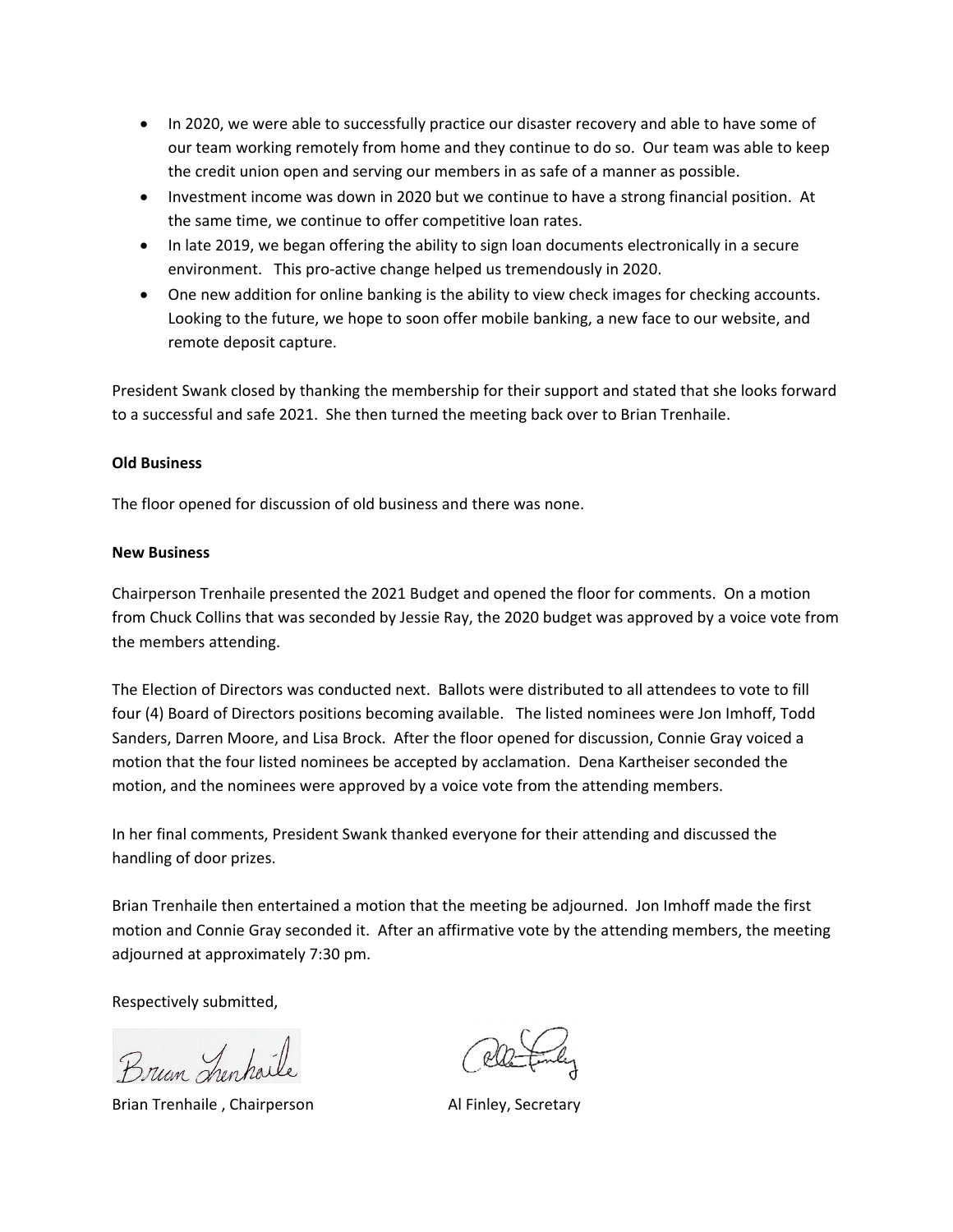- In 2020, we were able to successfully practice our disaster recovery and able to have some of our team working remotely from home and they continue to do so. Our team was able to keep the credit union open and serving our members in as safe of a manner as possible.
- Investment income was down in 2020 but we continue to have a strong financial position. At the same time, we continue to offer competitive loan rates.
- In late 2019, we began offering the ability to sign loan documents electronically in a secure environment. This pro-active change helped us tremendously in 2020.
- One new addition for online banking is the ability to view check images for checking accounts. Looking to the future, we hope to soon offer mobile banking, a new face to our website, and remote deposit capture.

President Swank closed by thanking the membership for their support and stated that she looks forward to a successful and safe 2021. She then turned the meeting back over to Brian Trenhaile.

**Old Business**

The floor opened for discussion of old business and there was none.

**New Business**

Chairperson Trenhaile presented the 2021 Budget and opened the floor for comments. On a motion from Chuck Collins that was seconded by Jessie Ray, the 2020 budget was approved by a voice vote from the members attending.

The Election of Directors was conducted next. Ballots were distributed to all attendees to vote to fill four (4) Board of Directors positions becoming available. The listed nominees were Jon Imhoff, Todd Sanders, Darren Moore, and Lisa Brock. After the floor opened for discussion, Connie Gray voiced a motion that the four listed nominees be accepted by acclamation. Dena Kartheiser seconded the motion, and the nominees were approved by a voice vote from the attending members.

In her final comments, President Swank thanked everyone for their attending and discussed the handling of door prizes.

Brian Trenhaile then entertained a motion that the meeting be adjourned. Jon Imhoff made the first motion and Connie Gray seconded it. After an affirmative vote by the attending members, the meeting adjourned at approximately 7:30 pm.

Respectively submitted,

Brian Trenhaile , Chairperson

Al Finley, Secretary